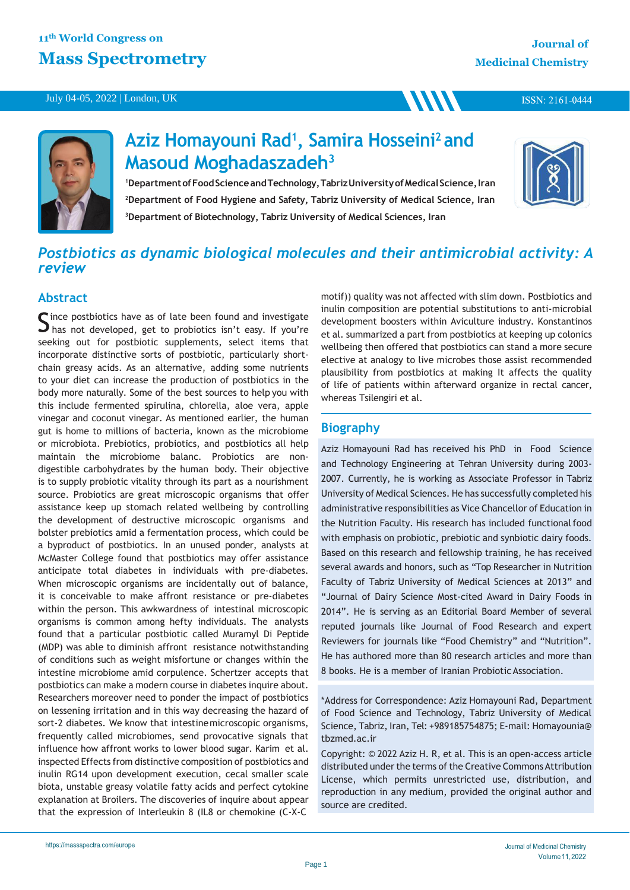# Aziz Homayouni Rad[1], Samira Hosseini[2] and Masoud Moghadaszadeh[3]

[1]Department of Food Science and Technology, Tabriz University of Medical Science, Iran

[2]Department of Food Hygiene and Safety, Tabriz University of Medical Science, Iran

[3]Department of Biotechnology, Tabriz University of Medical Sciences, Iran

## *Postbiotics as dynamic biological molecules and their antimicrobial activity: A review*

## Abstract

Since postbiotics have as of late been found and investigate has not developed, get to probiotics isn't easy. If you're seeking out for postbiotic supplements, select items that incorporate distinctive sorts of postbiotic, particularly short-chain greasy acids. As an alternative, adding some nutrients to your diet can increase the production of postbiotics in the body more naturally. Some of the best sources to help you with this include fermented spirulina, chlorella, aloe vera, apple vinegar and coconut vinegar. As mentioned earlier, the human gut is home to millions of bacteria, known as the microbiome or microbiota. Prebiotics, probiotics, and postbiotics all help maintain the microbiome balanc. Probiotics are non-digestible carbohydrates by the human body. Their objective is to supply probiotic vitality through its part as a nourishment source. Probiotics are great microscopic organisms that offer assistance keep up stomach related wellbeing by controlling the development of destructive microscopic organisms and bolster prebiotics amid a fermentation process, which could be a byproduct of postbiotics. In an unused ponder, analysts at McMaster College found that postbiotics may offer assistance anticipate total diabetes in individuals with pre-diabetes. When microscopic organisms are incidentally out of balance, it is conceivable to make affront resistance or pre-diabetes within the person. This awkwardness of intestinal microscopic organisms is common among hefty individuals. The analysts found that a particular postbiotic called Muramyl Di Peptide (MDP) was able to diminish affront resistance notwithstanding of conditions such as weight misfortune or changes within the intestine microbiome amid corpulence. Schertzer accepts that postbiotics can make a modern course in diabetes inquire about. Researchers moreover need to ponder the impact of postbiotics on lessening irritation and in this way decreasing the hazard of sort-2 diabetes. We know that intestine microscopic organisms, frequently called microbiomes, send provocative signals that influence how affront works to lower blood sugar. Karim et al. inspected Effects from distinctive composition of postbiotics and inulin RG14 upon development execution, cecal smaller scale biota, unstable greasy volatile fatty acids and perfect cytokine explanation at Broilers. The discoveries of inquire about appear that the expression of Interleukin 8 (IL8 or chemokine (C-X-C motif)) quality was not affected with slim down. Postbiotics and inulin composition are potential substitutions to anti-microbial development boosters within Aviculture industry. Konstantinos et al. summarized a part from postbiotics at keeping up colonics wellbeing then offered that postbiotics can stand a more secure elective at analogy to live microbes those assist recommended plausibility from postbiotics at making It affects the quality of life of patients within afterward organize in rectal cancer, whereas Tsilengiri et al.

## Biography

Aziz Homayouni Rad has received his PhD in Food Science and Technology Engineering at Tehran University during 2003-2007. Currently, he is working as Associate Professor in Tabriz University of Medical Sciences. He has successfully completed his administrative responsibilities as Vice Chancellor of Education in the Nutrition Faculty. His research has included functional food with emphasis on probiotic, prebiotic and synbiotic dairy foods. Based on this research and fellowship training, he has received several awards and honors, such as "Top Researcher in Nutrition Faculty of Tabriz University of Medical Sciences at 2013" and "Journal of Dairy Science Most-cited Award in Dairy Foods in 2014". He is serving as an Editorial Board Member of several reputed journals like Journal of Food Research and expert Reviewers for journals like "Food Chemistry" and "Nutrition". He has authored more than 80 research articles and more than 8 books. He is a member of Iranian Probiotic Association.

*Address for Correspondence: Aziz Homayouni Rad, Department of Food Science and Technology, Tabriz University of Medical Science, Tabriz, Iran, Tel: +989185754875; E-mail: Homayounia@tbzmed.ac.ir

Copyright: © 2022 Aziz H. R, et al. This is an open-access article distributed under the terms of the Creative Commons Attribution License, which permits unrestricted use, distribution, and reproduction in any medium, provided the original author and source are credited.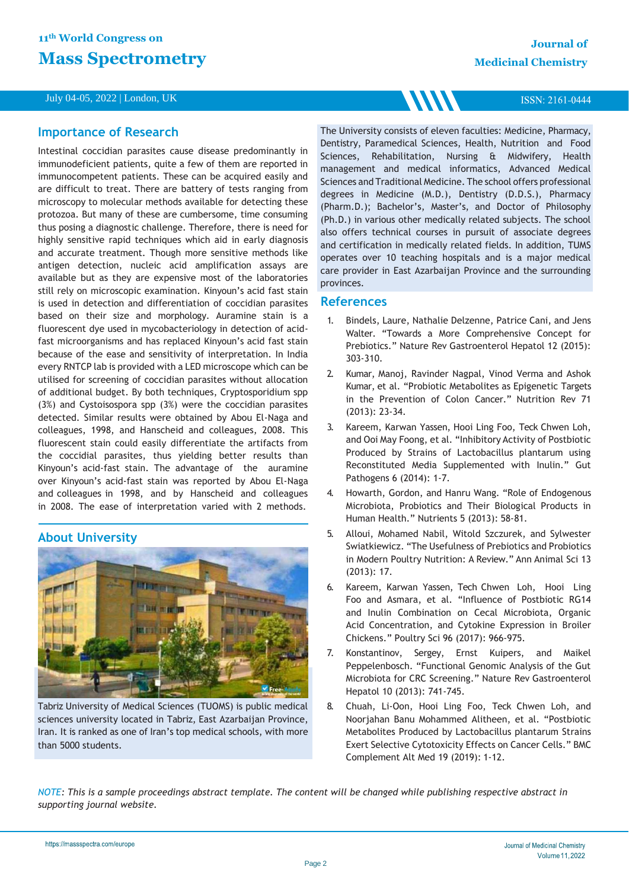## Importance of Research

Intestinal coccidian parasites cause disease predominantly in immunodeficient patients, quite a few of them are reported in immunocompetent patients. These can be acquired easily and are difficult to treat. There are battery of tests ranging from microscopy to molecular methods available for detecting these protozoa. But many of these are cumbersome, time consuming thus posing a diagnostic challenge. Therefore, there is need for highly sensitive rapid techniques which aid in early diagnosis and accurate treatment. Though more sensitive methods like antigen detection, nucleic acid amplification assays are available but as they are expensive most of the laboratories still rely on microscopic examination. Kinyoun's acid fast stain is used in detection and differentiation of coccidian parasites based on their size and morphology. Auramine stain is a fluorescent dye used in mycobacteriology in detection of acid-fast microorganisms and has replaced Kinyoun's acid fast stain because of the ease and sensitivity of interpretation. In India every RNTCP lab is provided with a LED microscope which can be utilised for screening of coccidian parasites without allocation of additional budget. By both techniques, Cryptosporidium spp (3%) and Cystoisospora spp (3%) were the coccidian parasites detected. Similar results were obtained by Abou El-Naga and colleagues, 1998, and Hanscheid and colleagues, 2008. This fluorescent stain could easily differentiate the artifacts from the coccidial parasites, thus yielding better results than Kinyoun's acid-fast stain. The advantage of the auramine over Kinyoun's acid-fast stain was reported by Abou El-Naga and colleagues in 1998, and by Hanscheid and colleagues in 2008. The ease of interpretation varied with 2 methods.

## About University

Tabriz University of Medical Sciences (TUOMS) is public medical sciences university located in Tabriz, East Azarbaijan Province, Iran. It is ranked as one of Iran's top medical schools, with more than 5000 students.

The University consists of eleven faculties: Medicine, Pharmacy, Dentistry, Paramedical Sciences, Health, Nutrition and Food Sciences, Rehabilitation, Nursing & Midwifery, Health management and medical informatics, Advanced Medical Sciences and Traditional Medicine. The school offers professional degrees in Medicine (M.D.), Dentistry (D.D.S.), Pharmacy (Pharm.D.); Bachelor's, Master's, and Doctor of Philosophy (Ph.D.) in various other medically related subjects. The school also offers technical courses in pursuit of associate degrees and certification in medically related fields. In addition, TUMS operates over 10 teaching hospitals and is a major medical care provider in East Azarbaijan Province and the surrounding provinces.

## References

1. Bindels, Laure, Nathalie Delzenne, Patrice Cani, and Jens Walter. "Towards a More Comprehensive Concept for Prebiotics." Nature Rev Gastroenterol Hepatol 12 (2015): 303-310.
2. Kumar, Manoj, Ravinder Nagpal, Vinod Verma and Ashok Kumar, et al. "Probiotic Metabolites as Epigenetic Targets in the Prevention of Colon Cancer." Nutrition Rev 71 (2013): 23-34.
3. Kareem, Karwan Yassen, Hooi Ling Foo, Teck Chwen Loh, and Ooi May Foong, et al. "Inhibitory Activity of Postbiotic Produced by Strains of Lactobacillus plantarum using Reconstituted Media Supplemented with Inulin." Gut Pathogens 6 (2014): 1-7.
4. Howarth, Gordon, and Hanru Wang. "Role of Endogenous Microbiota, Probiotics and Their Biological Products in Human Health." Nutrients 5 (2013): 58-81.
5. Alloui, Mohamed Nabil, Witold Szczurek, and Sylwester Swiatkiewicz. "The Usefulness of Prebiotics and Probiotics in Modern Poultry Nutrition: A Review." Ann Animal Sci 13 (2013): 17.
6. Kareem, Karwan Yassen, Tech Chwen Loh, Hooi Ling Foo and Asmara, et al. "Influence of Postbiotic RG14 and Inulin Combination on Cecal Microbiota, Organic Acid Concentration, and Cytokine Expression in Broiler Chickens." Poultry Sci 96 (2017): 966-975.
7. Konstantinov, Sergey, Ernst Kuipers, and Maikel Peppelenbosch. "Functional Genomic Analysis of the Gut Microbiota for CRC Screening." Nature Rev Gastroenterol Hepatol 10 (2013): 741-745.
8. Chuah, Li-Oon, Hooi Ling Foo, Teck Chwen Loh, and Noorjahan Banu Mohammed Alitheen, et al. "Postbiotic Metabolites Produced by Lactobacillus plantarum Strains Exert Selective Cytotoxicity Effects on Cancer Cells." BMC Complement Alt Med 19 (2019): 1-12.

*NOTE: This is a sample proceedings abstract template. The content will be changed while publishing respective abstract in supporting journal website.*